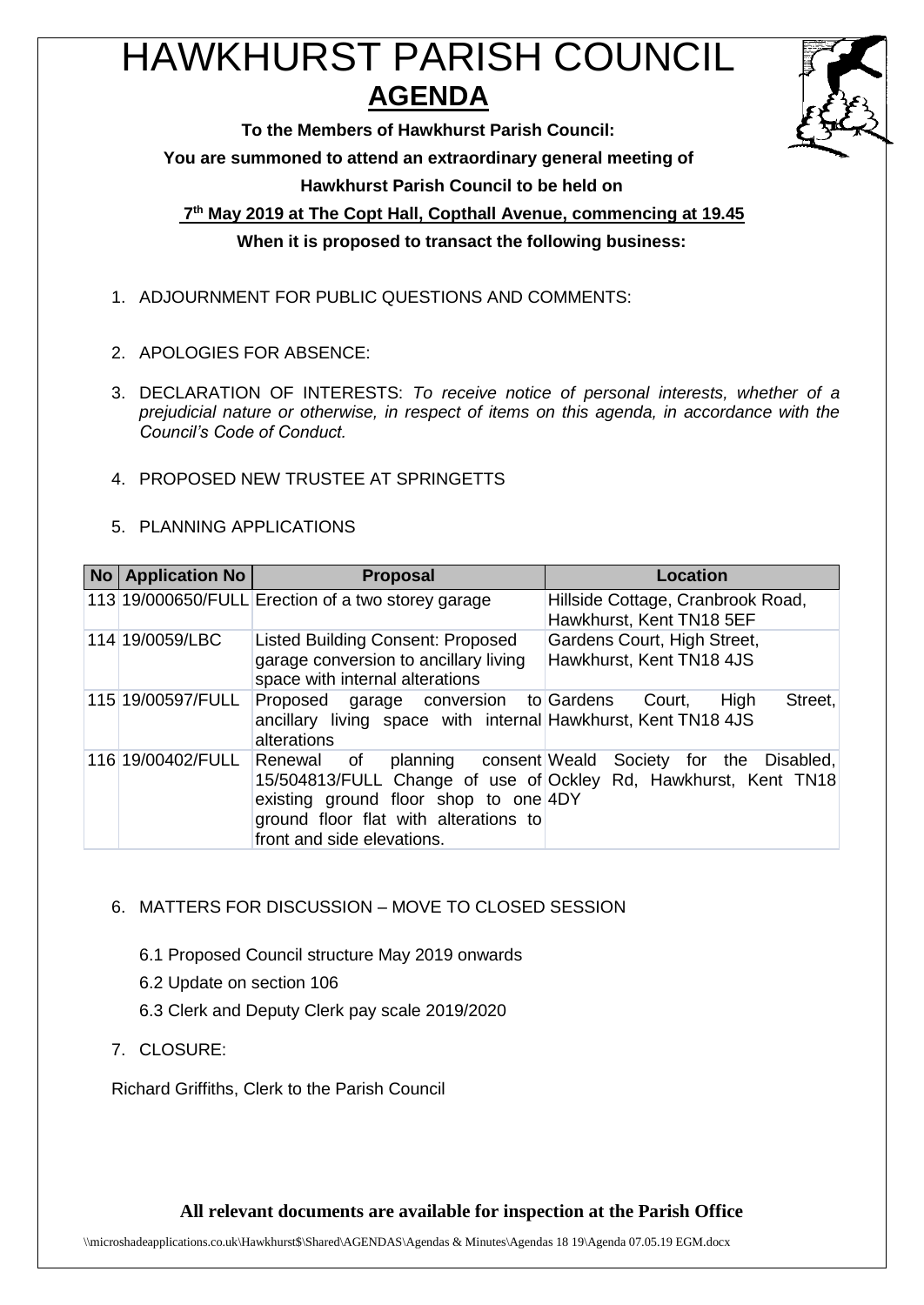# HAWKHURST PARISH COUNCIL

## AGENDA

**To the Members of Hawkhurst Parish Council:**

**You are summoned to attend an extraordinary general meeting of**

**Hawkhurst Parish Council to be held on**

**7th May 2019 at The Copt Hall, Copthall Avenue, commencing at 19.45**

**When it is proposed to transact the following business:**

1. ADJOURNMENT FOR PUBLIC QUESTIONS AND COMMENTS:

2. APOLOGIES FOR ABSENCE:

3. DECLARATION OF INTERESTS: *To receive notice of personal interests, whether of a prejudicial nature or otherwise, in respect of items on this agenda, in accordance with the Council's Code of Conduct.*

4. PROPOSED NEW TRUSTEE AT SPRINGETTS

5. PLANNING APPLICATIONS

| No | Application No | Proposal | Location |
|---|---|---|---|
| 113 | 19/000650/FULL | Erection of a two storey garage | Hillside Cottage, Cranbrook Road, Hawkhurst, Kent TN18 5EF |
| 114 | 19/0059/LBC | Listed Building Consent: Proposed garage conversion to ancillary living space with internal alterations | Gardens Court, High Street, Hawkhurst, Kent TN18 4JS |
| 115 | 19/00597/FULL | Proposed garage conversion to ancillary living space with internal alterations | Gardens Court, High Street, Hawkhurst, Kent TN18 4JS |
| 116 | 19/00402/FULL | Renewal of planning consent 15/504813/FULL Change of use of existing ground floor shop to one ground floor flat with alterations to front and side elevations. | Weald Society for the Disabled, Ockley Rd, Hawkhurst, Kent TN18 4DY |

6. MATTERS FOR DISCUSSION – MOVE TO CLOSED SESSION

   6.1 Proposed Council structure May 2019 onwards

   6.2 Update on section 106

   6.3 Clerk and Deputy Clerk pay scale 2019/2020

7. CLOSURE:

Richard Griffiths, Clerk to the Parish Council

**All relevant documents are available for inspection at the Parish Office**

\\microshadeapplications.co.uk\Hawkhurst$\Shared\AGENDAS\Agendas & Minutes\Agendas 18 19\Agenda 07.05.19 EGM.docx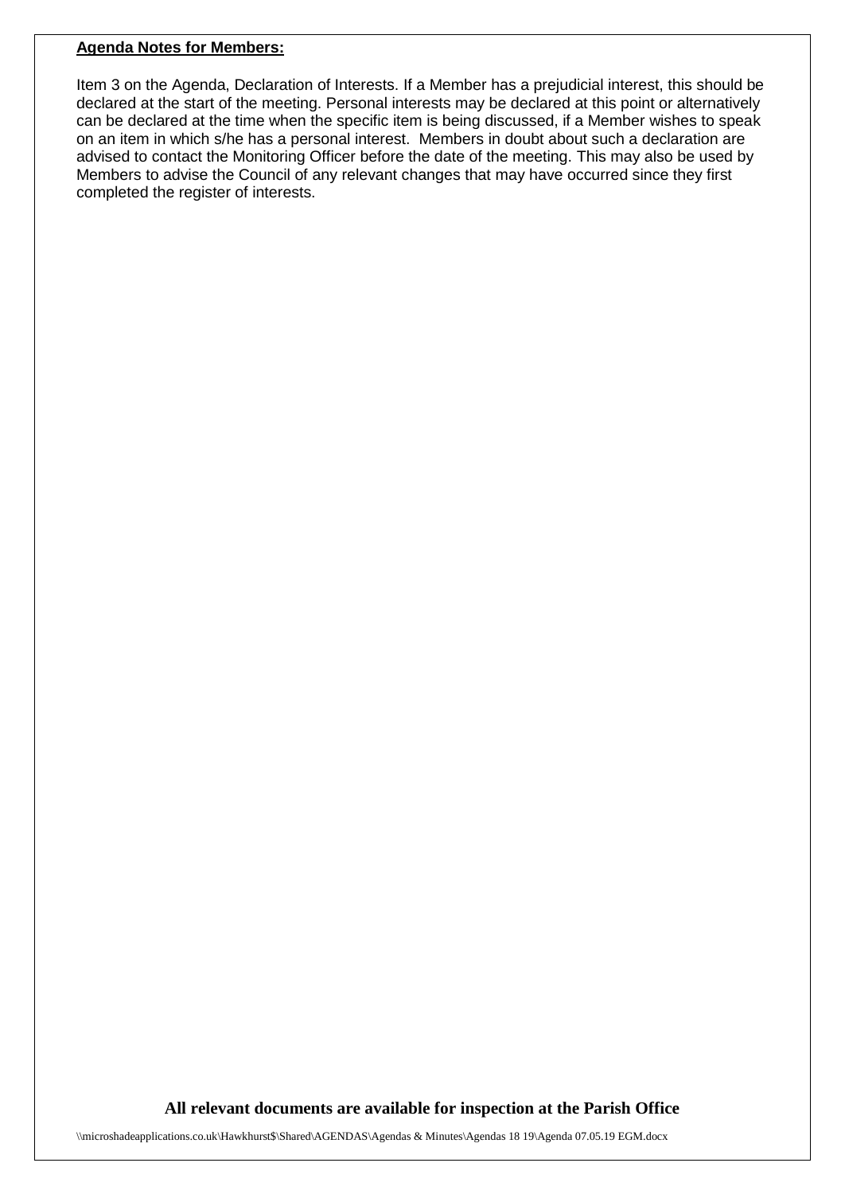**Agenda Notes for Members:**

Item 3 on the Agenda, Declaration of Interests. If a Member has a prejudicial interest, this should be declared at the start of the meeting. Personal interests may be declared at this point or alternatively can be declared at the time when the specific item is being discussed, if a Member wishes to speak on an item in which s/he has a personal interest. Members in doubt about such a declaration are advised to contact the Monitoring Officer before the date of the meeting. This may also be used by Members to advise the Council of any relevant changes that may have occurred since they first completed the register of interests.

**All relevant documents are available for inspection at the Parish Office**

\\microshadeapplications.co.uk\Hawkhurst$\Shared\AGENDAS\Agendas & Minutes\Agendas 18 19\Agenda 07.05.19 EGM.docx